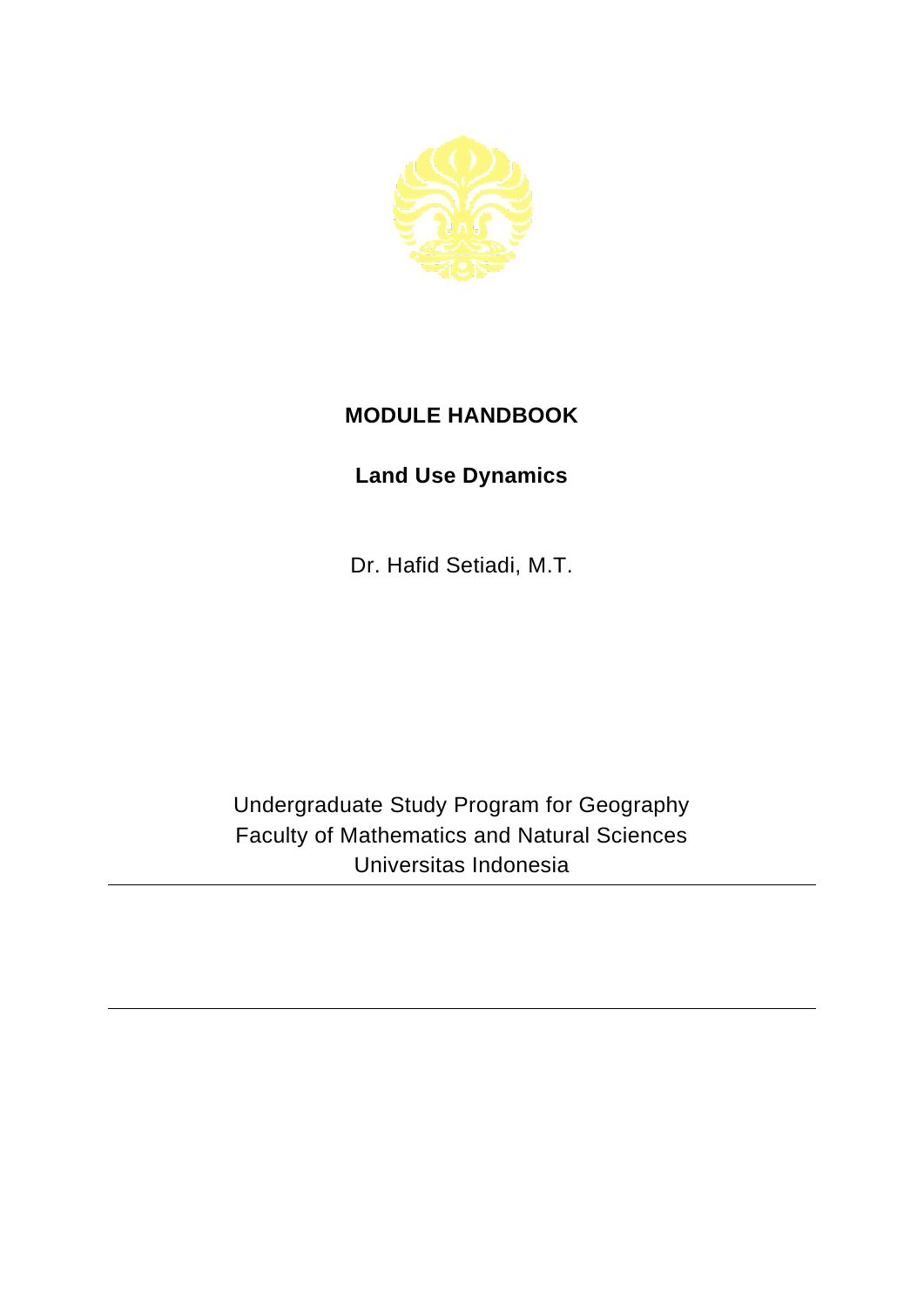# MODULE HANDBOOK

## Land Use Dynamics

Dr. Hafid Setiadi, M.T.

Undergraduate Study Program for Geography
Faculty of Mathematics and Natural Sciences
Universitas Indonesia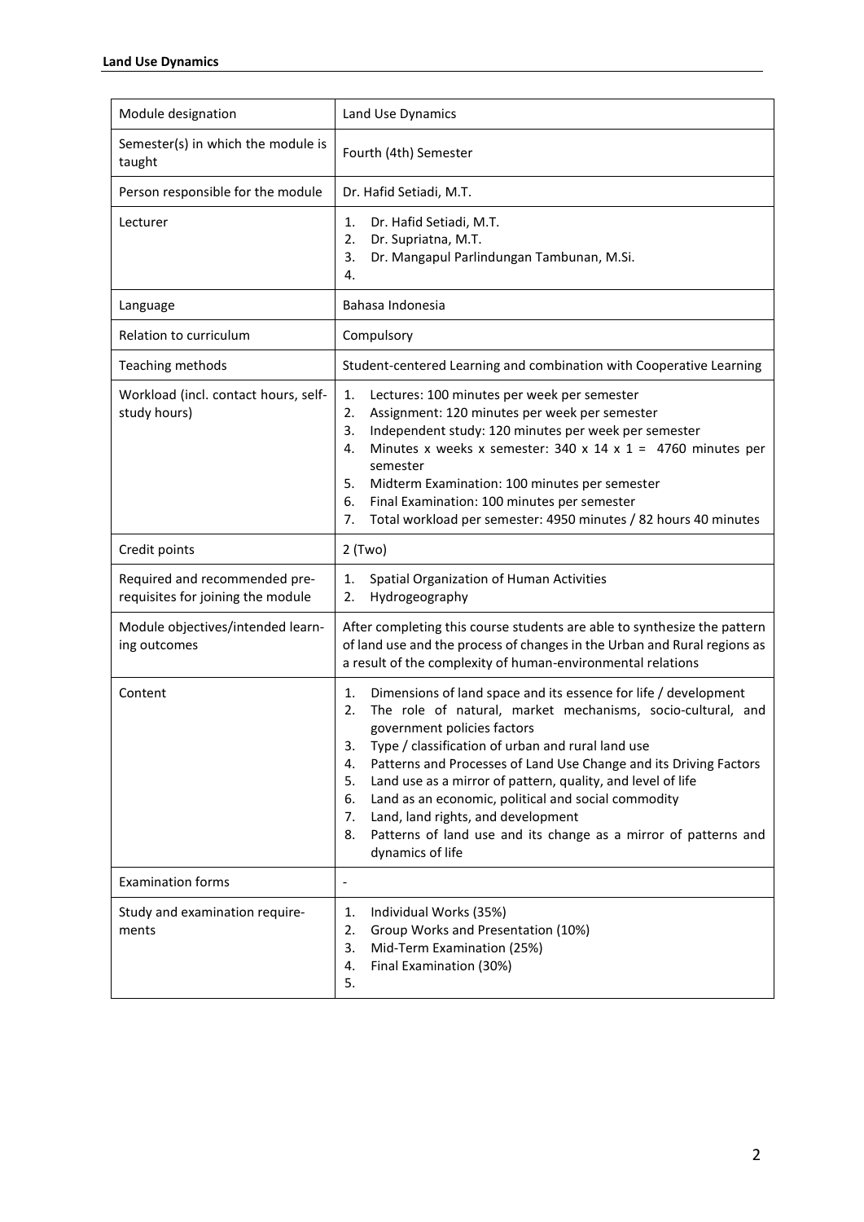| | |
|---|---|
| Module designation | Land Use Dynamics |
| Semester(s) in which the module is taught | Fourth (4th) Semester |
| Person responsible for the module | Dr. Hafid Setiadi, M.T. |
| Lecturer | 1. Dr. Hafid Setiadi, M.T.<br>2. Dr. Supriatna, M.T.<br>3. Dr. Mangapul Parlindungan Tambunan, M.Si.<br>4. |
| Language | Bahasa Indonesia |
| Relation to curriculum | Compulsory |
| Teaching methods | Student-centered Learning and combination with Cooperative Learning |
| Workload (incl. contact hours, self-study hours) | 1. Lectures: 100 minutes per week per semester<br>2. Assignment: 120 minutes per week per semester<br>3. Independent study: 120 minutes per week per semester<br>4. Minutes x weeks x semester: 340 x 14 x 1 = 4760 minutes per semester<br>5. Midterm Examination: 100 minutes per semester<br>6. Final Examination: 100 minutes per semester<br>7. Total workload per semester: 4950 minutes / 82 hours 40 minutes |
| Credit points | 2 (Two) |
| Required and recommended pre-requisites for joining the module | 1. Spatial Organization of Human Activities<br>2. Hydrogeography |
| Module objectives/intended learning outcomes | After completing this course students are able to synthesize the pattern of land use and the process of changes in the Urban and Rural regions as a result of the complexity of human-environmental relations |
| Content | 1. Dimensions of land space and its essence for life / development<br>2. The role of natural, market mechanisms, socio-cultural, and government policies factors<br>3. Type / classification of urban and rural land use<br>4. Patterns and Processes of Land Use Change and its Driving Factors<br>5. Land use as a mirror of pattern, quality, and level of life<br>6. Land as an economic, political and social commodity<br>7. Land, land rights, and development<br>8. Patterns of land use and its change as a mirror of patterns and dynamics of life |
| Examination forms | - |
| Study and examination requirements | 1. Individual Works (35%)<br>2. Group Works and Presentation (10%)<br>3. Mid-Term Examination (25%)<br>4. Final Examination (30%)<br>5. |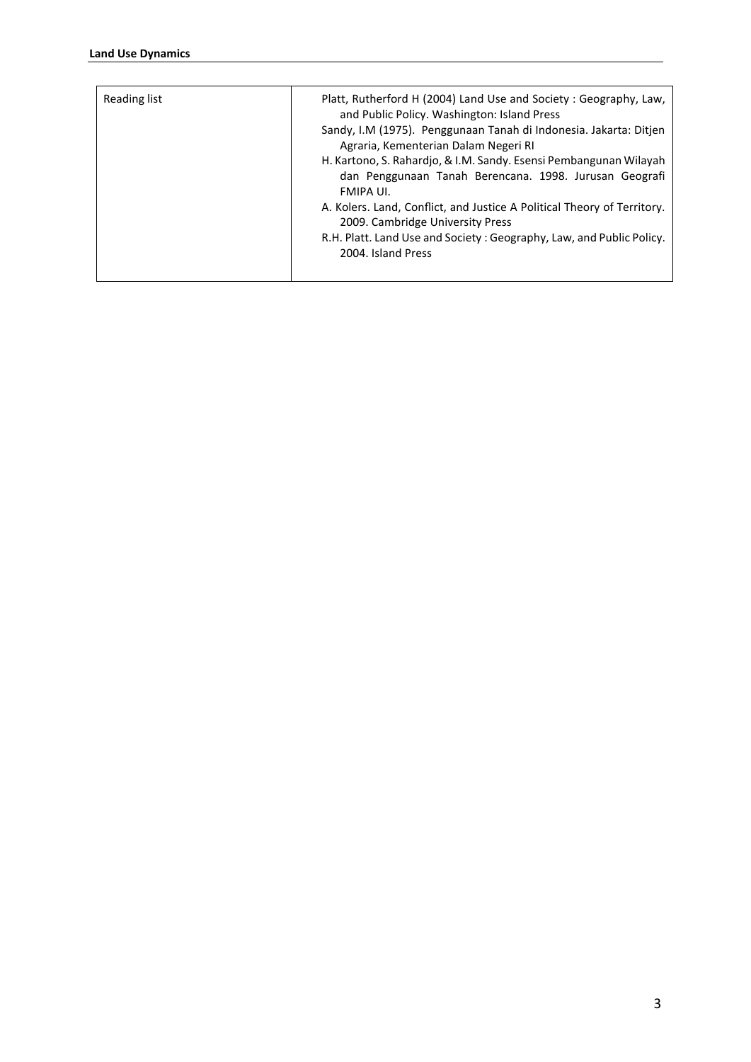| | |
|---|---|
| Reading list | Platt, Rutherford H (2004) Land Use and Society : Geography, Law, and Public Policy. Washington: Island Press<br>Sandy, I.M (1975). Penggunaan Tanah di Indonesia. Jakarta: Ditjen Agraria, Kementerian Dalam Negeri RI<br>H. Kartono, S. Rahardjo, & I.M. Sandy. Esensi Pembangunan Wilayah dan Penggunaan Tanah Berencana. 1998. Jurusan Geografi FMIPA UI.<br>A. Kolers. Land, Conflict, and Justice A Political Theory of Territory. 2009. Cambridge University Press<br>R.H. Platt. Land Use and Society : Geography, Law, and Public Policy. 2004. Island Press |